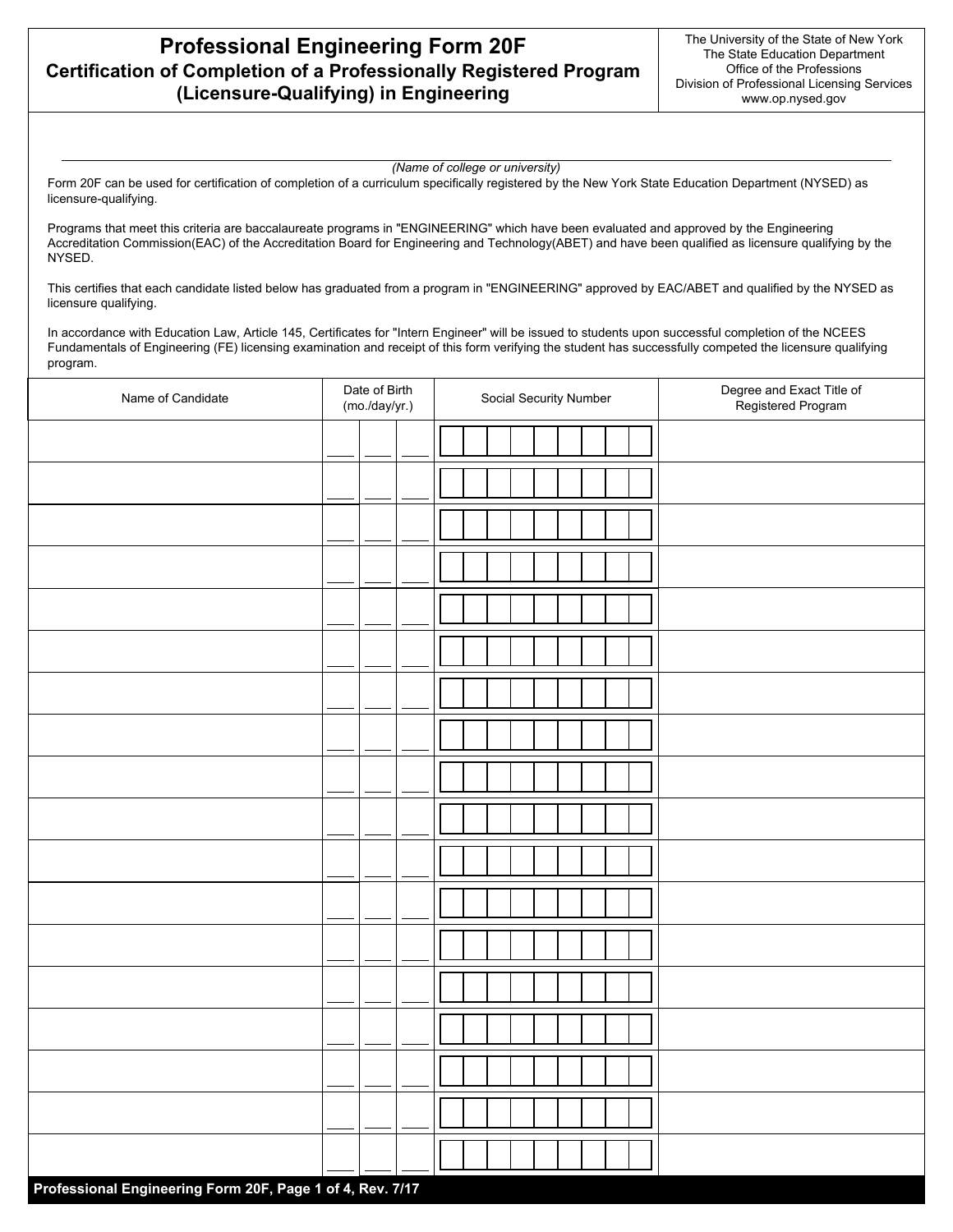# Professional Engineering Form 20F

## Certification of Completion of a Professionally Registered Program (Licensure-Qualifying) in Engineering

The University of the State of New York
The State Education Department
Office of the Professions
Division of Professional Licensing Services
www.op.nysed.gov

\_\_\_\_\_\_\_\_\_\_\_\_\_\_\_\_\_\_\_\_\_\_\_\_\_\_\_\_\_\_\_\_\_\_\_\_\_\_\_\_\_\_\_\_\_\_\_\_

*(Name of college or university)*

Form 20F can be used for certification of completion of a curriculum specifically registered by the New York State Education Department (NYSED) as licensure-qualifying.

Programs that meet this criteria are baccalaureate programs in "ENGINEERING" which have been evaluated and approved by the Engineering Accreditation Commission(EAC) of the Accreditation Board for Engineering and Technology(ABET) and have been qualified as licensure qualifying by the NYSED.

This certifies that each candidate listed below has graduated from a program in "ENGINEERING" approved by EAC/ABET and qualified by the NYSED as licensure qualifying.

In accordance with Education Law, Article 145, Certificates for "Intern Engineer" will be issued to students upon successful completion of the NCEES Fundamentals of Engineering (FE) licensing examination and receipt of this form verifying the student has successfully competed the licensure qualifying program.

| Name of Candidate | Date of Birth (mo./day/yr.) | Social Security Number | Degree and Exact Title of Registered Program |
|---|---|---|---|
| | | | |
| | | | |
| | | | |
| | | | |
| | | | |
| | | | |
| | | | |
| | | | |
| | | | |
| | | | |
| | | | |
| | | | |
| | | | |
| | | | |
| | | | |
| | | | |
| | | | |
| | | | |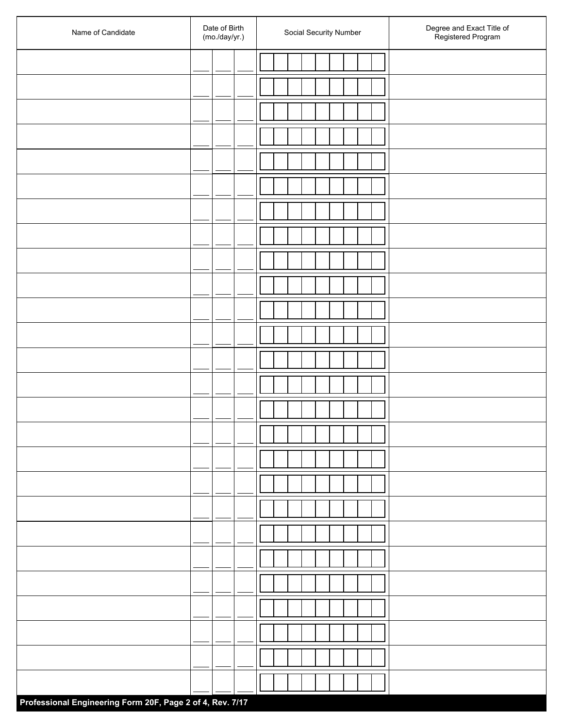| Name of Candidate | Date of Birth (mo./day/yr.) | Social Security Number | Degree and Exact Title of Registered Program |
|---|---|---|---|
| | | | |
| | | | |
| | | | |
| | | | |
| | | | |
| | | | |
| | | | |
| | | | |
| | | | |
| | | | |
| | | | |
| | | | |
| | | | |
| | | | |
| | | | |
| | | | |
| | | | |
| | | | |
| | | | |
| | | | |
| | | | |
| | | | |
| | | | |
| | | | |
| | | | |
| | | | |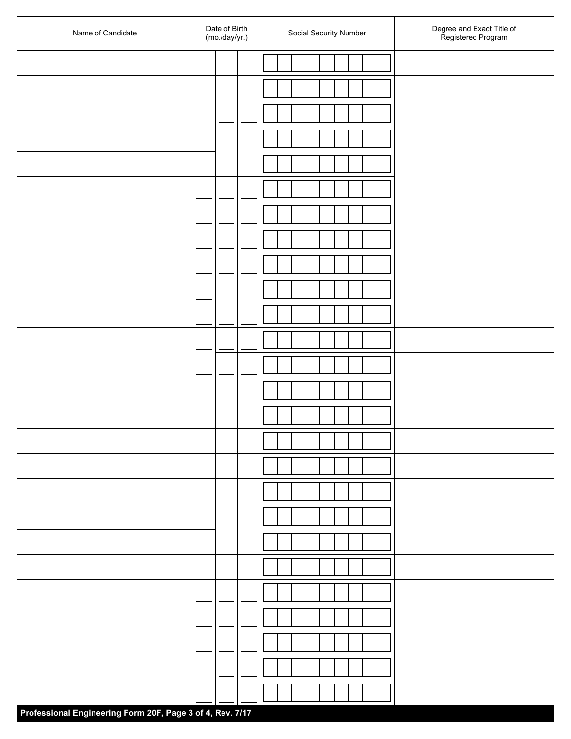| Name of Candidate | Date of Birth (mo./day/yr.) | Social Security Number | Degree and Exact Title of Registered Program |
|---|---|---|---|
| | ___ ___ ___ | | |
| | ___ ___ ___ | | |
| | ___ ___ ___ | | |
| | ___ ___ ___ | | |
| | ___ ___ ___ | | |
| | ___ ___ ___ | | |
| | ___ ___ ___ | | |
| | ___ ___ ___ | | |
| | ___ ___ ___ | | |
| | ___ ___ ___ | | |
| | ___ ___ ___ | | |
| | ___ ___ ___ | | |
| | ___ ___ ___ | | |
| | ___ ___ ___ | | |
| | ___ ___ ___ | | |
| | ___ ___ ___ | | |
| | ___ ___ ___ | | |
| | ___ ___ ___ | | |
| | ___ ___ ___ | | |
| | ___ ___ ___ | | |
| | ___ ___ ___ | | |
| | ___ ___ ___ | | |
| | ___ ___ ___ | | |
| | ___ ___ ___ | | |
| | ___ ___ ___ | | |
| | ___ ___ ___ | | |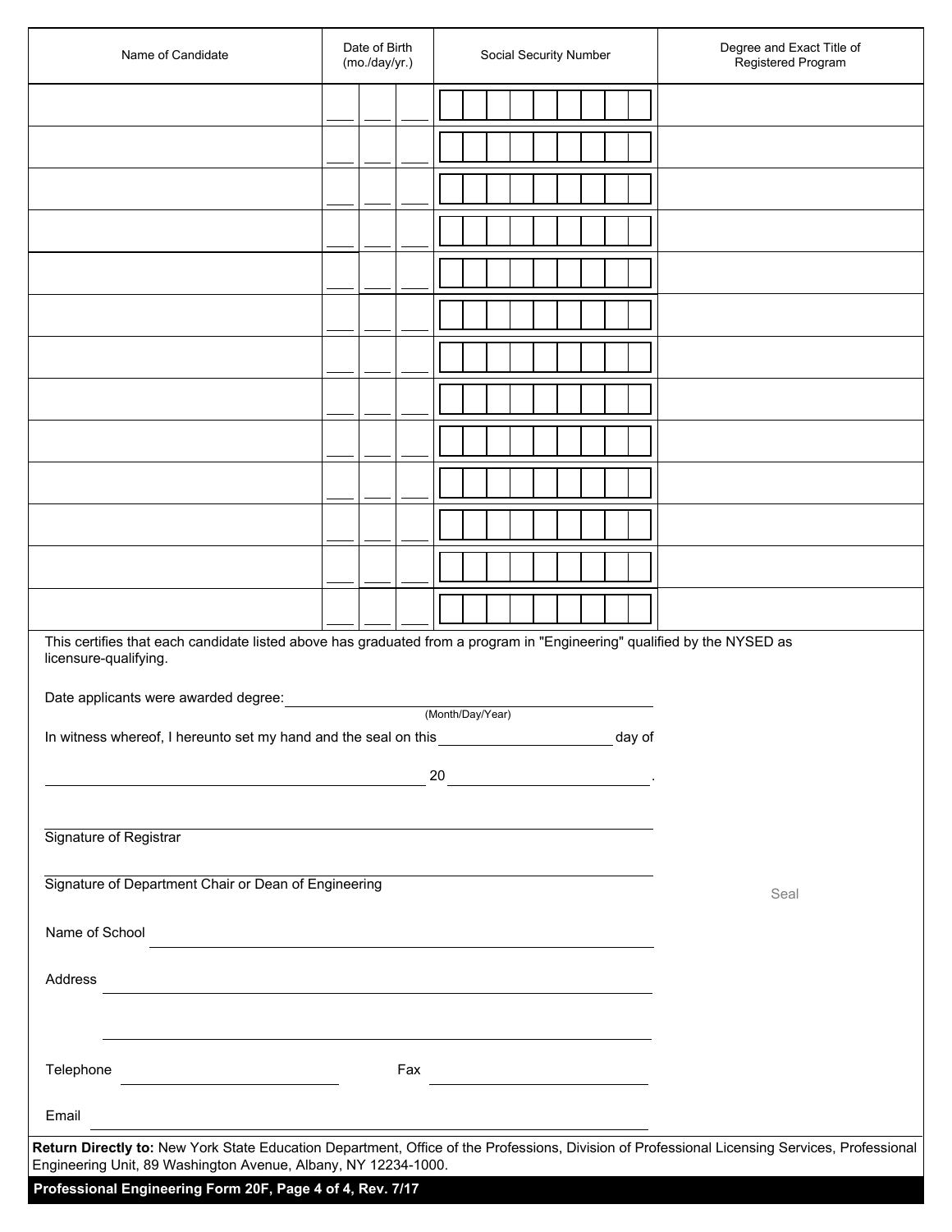| Name of Candidate | Date of Birth (mo./day/yr.) | Social Security Number | Degree and Exact Title of Registered Program |
|---|---|---|---|
| | | | |
| | | | |
| | | | |
| | | | |
| | | | |
| | | | |
| | | | |
| | | | |
| | | | |
| | | | |
| | | | |
| | | | |
| | | | |

This certifies that each candidate listed above has graduated from a program in "Engineering" qualified by the NYSED as licensure-qualifying.

Date applicants were awarded degree: ______________________________
(Month/Day/Year)

In witness whereof, I hereunto set my hand and the seal on this ____________________ day of

______________________________ 20 ____________________.

______________________________
Signature of Registrar

______________________________
Signature of Department Chair or Dean of Engineering

Seal

Name of School ______________________________

Address ______________________________

______________________________

Telephone ____________________ Fax ____________________

Email ______________________________

**Return Directly to:** New York State Education Department, Office of the Professions, Division of Professional Licensing Services, Professional Engineering Unit, 89 Washington Avenue, Albany, NY 12234-1000.

**Professional Engineering Form 20F, Page 4 of 4, Rev. 7/17**